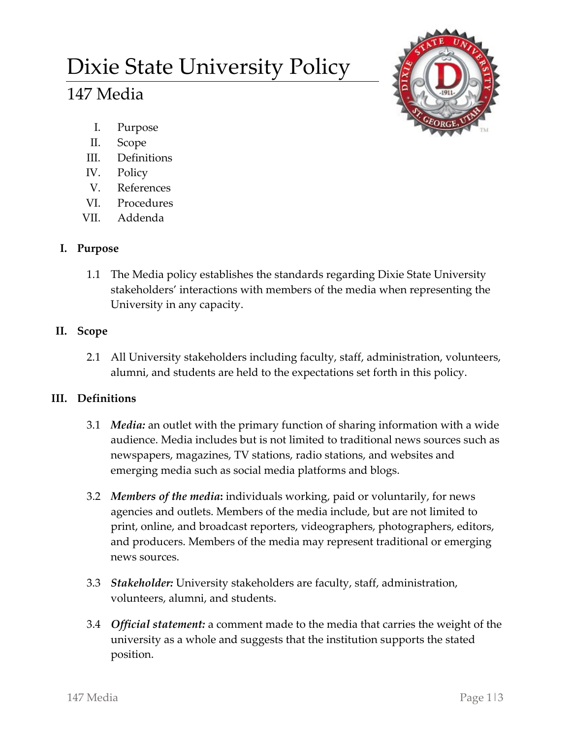# Dixie State University Policy

## 147 Media

I. Purpose
II. Scope
III. Definitions
IV. Policy
V. References
VI. Procedures
VII. Addenda

### I. Purpose

1.1 The Media policy establishes the standards regarding Dixie State University stakeholders' interactions with members of the media when representing the University in any capacity.

### II. Scope

2.1 All University stakeholders including faculty, staff, administration, volunteers, alumni, and students are held to the expectations set forth in this policy.

### III. Definitions

3.1 ***Media:*** an outlet with the primary function of sharing information with a wide audience. Media includes but is not limited to traditional news sources such as newspapers, magazines, TV stations, radio stations, and websites and emerging media such as social media platforms and blogs.

3.2 ***Members of the media*:** individuals working, paid or voluntarily, for news agencies and outlets. Members of the media include, but are not limited to print, online, and broadcast reporters, videographers, photographers, editors, and producers. Members of the media may represent traditional or emerging news sources.

3.3 ***Stakeholder:*** University stakeholders are faculty, staff, administration, volunteers, alumni, and students.

3.4 ***Official statement:*** a comment made to the media that carries the weight of the university as a whole and suggests that the institution supports the stated position.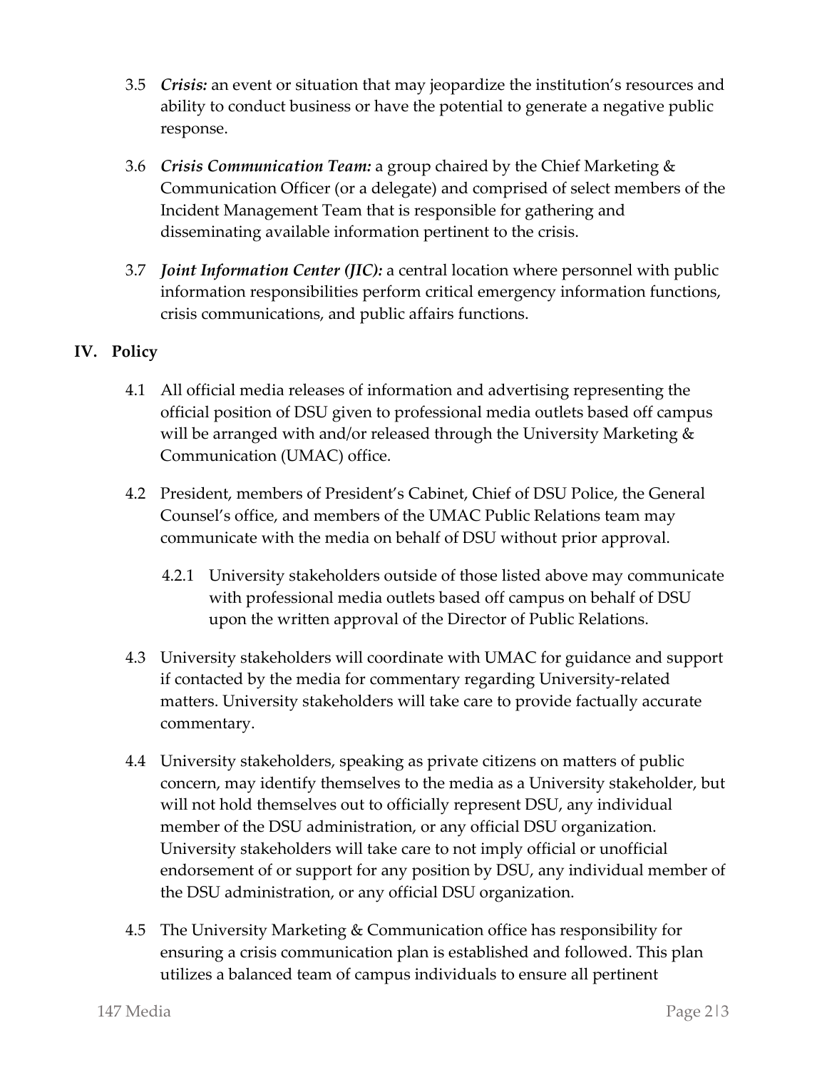3.5 ***Crisis:*** an event or situation that may jeopardize the institution's resources and ability to conduct business or have the potential to generate a negative public response.

3.6 ***Crisis Communication Team:*** a group chaired by the Chief Marketing & Communication Officer (or a delegate) and comprised of select members of the Incident Management Team that is responsible for gathering and disseminating available information pertinent to the crisis.

3.7 ***Joint Information Center (JIC):*** a central location where personnel with public information responsibilities perform critical emergency information functions, crisis communications, and public affairs functions.

## IV. Policy

4.1 All official media releases of information and advertising representing the official position of DSU given to professional media outlets based off campus will be arranged with and/or released through the University Marketing & Communication (UMAC) office.

4.2 President, members of President's Cabinet, Chief of DSU Police, the General Counsel's office, and members of the UMAC Public Relations team may communicate with the media on behalf of DSU without prior approval.

4.2.1 University stakeholders outside of those listed above may communicate with professional media outlets based off campus on behalf of DSU upon the written approval of the Director of Public Relations.

4.3 University stakeholders will coordinate with UMAC for guidance and support if contacted by the media for commentary regarding University-related matters. University stakeholders will take care to provide factually accurate commentary.

4.4 University stakeholders, speaking as private citizens on matters of public concern, may identify themselves to the media as a University stakeholder, but will not hold themselves out to officially represent DSU, any individual member of the DSU administration, or any official DSU organization. University stakeholders will take care to not imply official or unofficial endorsement of or support for any position by DSU, any individual member of the DSU administration, or any official DSU organization.

4.5 The University Marketing & Communication office has responsibility for ensuring a crisis communication plan is established and followed. This plan utilizes a balanced team of campus individuals to ensure all pertinent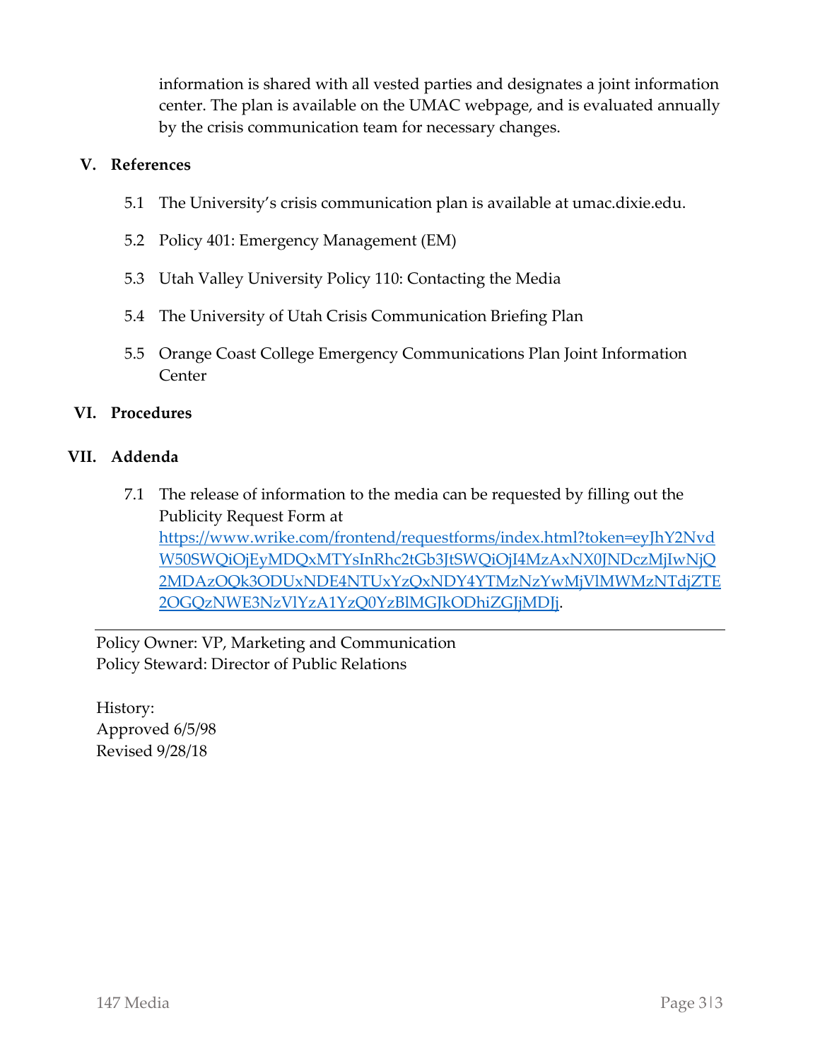information is shared with all vested parties and designates a joint information center. The plan is available on the UMAC webpage, and is evaluated annually by the crisis communication team for necessary changes.

## V. References

5.1 The University's crisis communication plan is available at umac.dixie.edu.

5.2 Policy 401: Emergency Management (EM)

5.3 Utah Valley University Policy 110: Contacting the Media

5.4 The University of Utah Crisis Communication Briefing Plan

5.5 Orange Coast College Emergency Communications Plan Joint Information Center

## VI. Procedures

## VII. Addenda

7.1 The release of information to the media can be requested by filling out the Publicity Request Form at https://www.wrike.com/frontend/requestforms/index.html?token=eyJhY2NvdW50SWQiOjEyMDQxMTYsInRhc2tGb3JtSWQiOjI4MzAxNX0JNDczMjIwNjQ2MDAzOQk3ODUxNDE4NTUxYzQxNDY4YTMzNzYwMjVlMWMzNTdjZTE2OGQzNWE3NzVlYzA1YzQ0YzBlMGJkODhiZGJjMDJj.

---

Policy Owner: VP, Marketing and Communication
Policy Steward: Director of Public Relations

History:
Approved 6/5/98
Revised 9/28/18